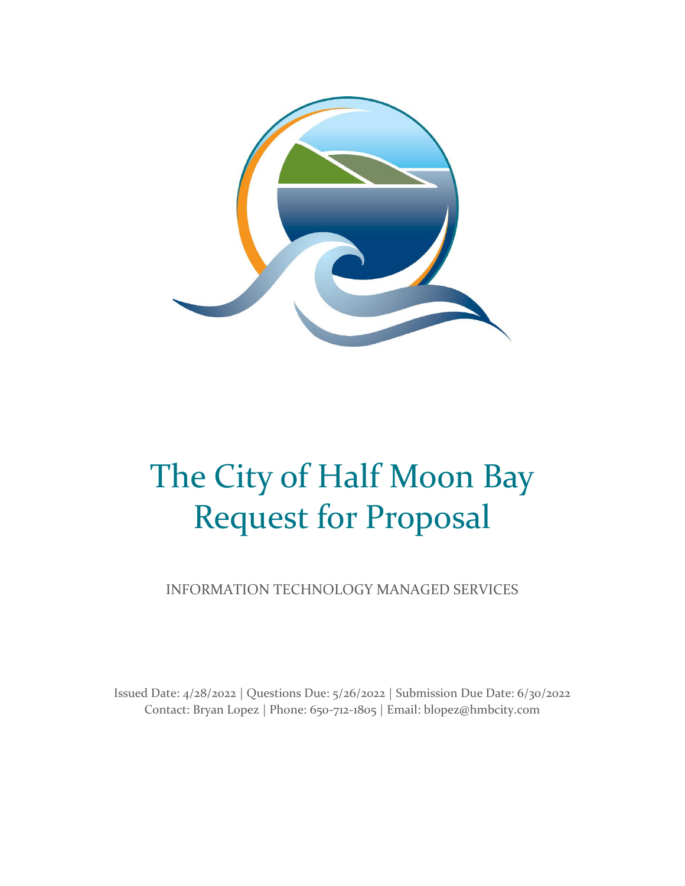# The City of Half Moon Bay Request for Proposal

INFORMATION TECHNOLOGY MANAGED SERVICES

Issued Date: 4/28/2022 | Questions Due: 5/26/2022 | Submission Due Date: 6/30/2022
Contact: Bryan Lopez | Phone: 650-712-1805 | Email: blopez@hmbcity.com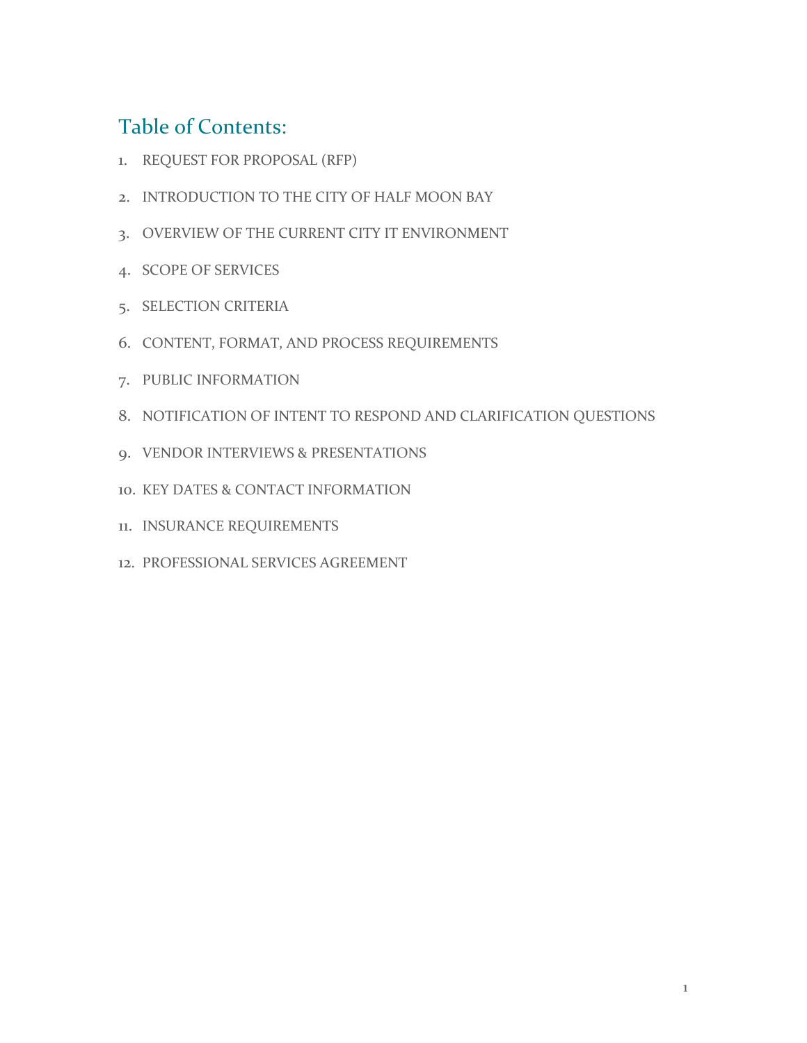## Table of Contents:

1. REQUEST FOR PROPOSAL (RFP)
2. INTRODUCTION TO THE CITY OF HALF MOON BAY
3. OVERVIEW OF THE CURRENT CITY IT ENVIRONMENT
4. SCOPE OF SERVICES
5. SELECTION CRITERIA
6. CONTENT, FORMAT, AND PROCESS REQUIREMENTS
7. PUBLIC INFORMATION
8. NOTIFICATION OF INTENT TO RESPOND AND CLARIFICATION QUESTIONS
9. VENDOR INTERVIEWS & PRESENTATIONS
10. KEY DATES & CONTACT INFORMATION
11. INSURANCE REQUIREMENTS
12. PROFESSIONAL SERVICES AGREEMENT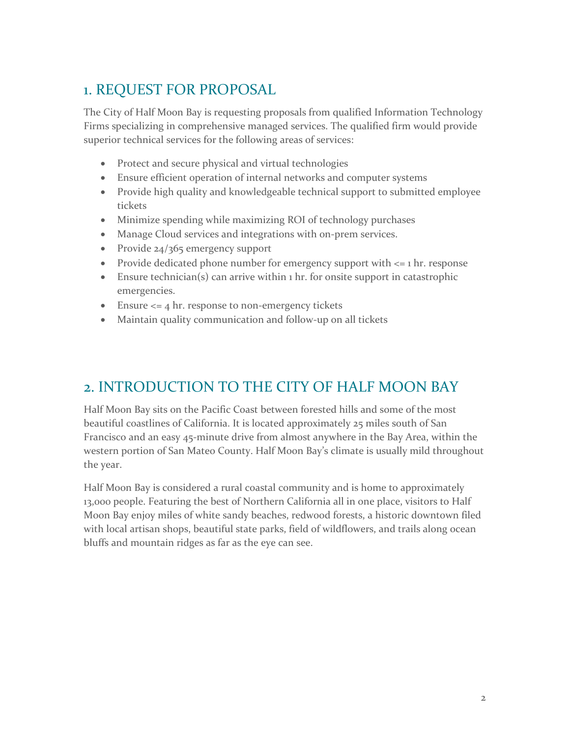## 1. REQUEST FOR PROPOSAL

The City of Half Moon Bay is requesting proposals from qualified Information Technology Firms specializing in comprehensive managed services. The qualified firm would provide superior technical services for the following areas of services:

- Protect and secure physical and virtual technologies
- Ensure efficient operation of internal networks and computer systems
- Provide high quality and knowledgeable technical support to submitted employee tickets
- Minimize spending while maximizing ROI of technology purchases
- Manage Cloud services and integrations with on-prem services.
- Provide 24/365 emergency support
- Provide dedicated phone number for emergency support with <= 1 hr. response
- Ensure technician(s) can arrive within 1 hr. for onsite support in catastrophic emergencies.
- Ensure <= 4 hr. response to non-emergency tickets
- Maintain quality communication and follow-up on all tickets

## 2. INTRODUCTION TO THE CITY OF HALF MOON BAY

Half Moon Bay sits on the Pacific Coast between forested hills and some of the most beautiful coastlines of California. It is located approximately 25 miles south of San Francisco and an easy 45-minute drive from almost anywhere in the Bay Area, within the western portion of San Mateo County. Half Moon Bay's climate is usually mild throughout the year.

Half Moon Bay is considered a rural coastal community and is home to approximately 13,000 people. Featuring the best of Northern California all in one place, visitors to Half Moon Bay enjoy miles of white sandy beaches, redwood forests, a historic downtown filed with local artisan shops, beautiful state parks, field of wildflowers, and trails along ocean bluffs and mountain ridges as far as the eye can see.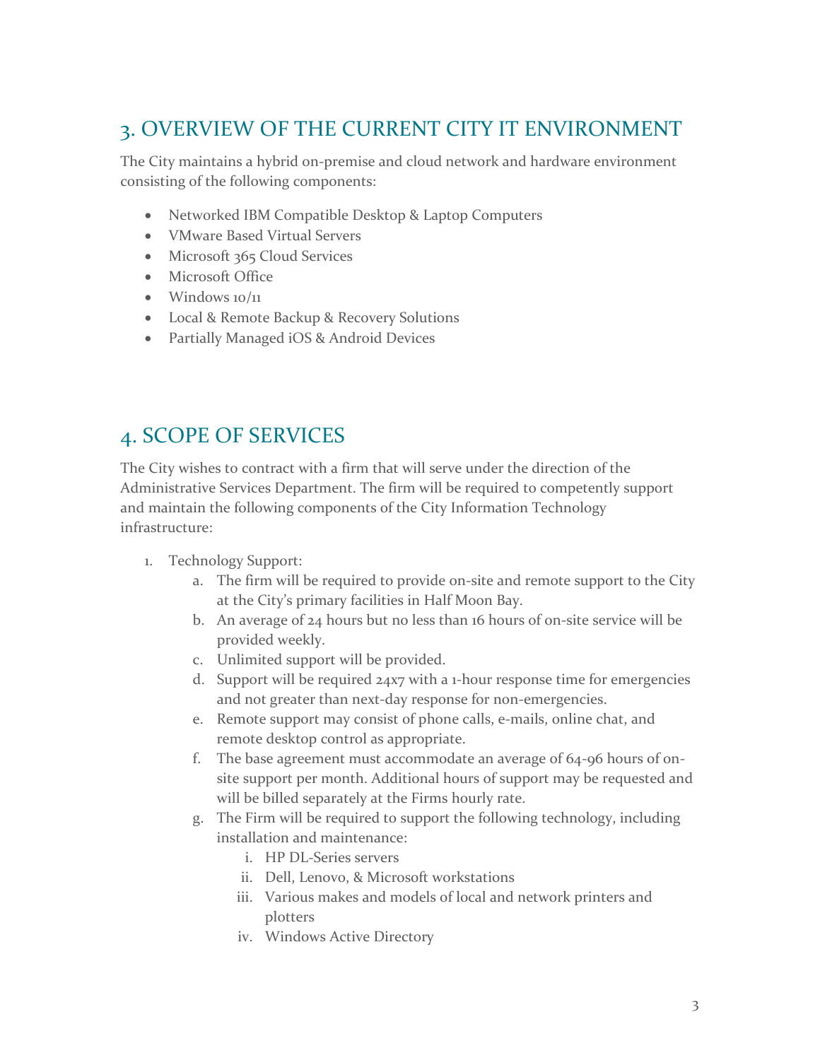## 3. OVERVIEW OF THE CURRENT CITY IT ENVIRONMENT

The City maintains a hybrid on-premise and cloud network and hardware environment consisting of the following components:

- Networked IBM Compatible Desktop & Laptop Computers
- VMware Based Virtual Servers
- Microsoft 365 Cloud Services
- Microsoft Office
- Windows 10/11
- Local & Remote Backup & Recovery Solutions
- Partially Managed iOS & Android Devices

## 4. SCOPE OF SERVICES

The City wishes to contract with a firm that will serve under the direction of the Administrative Services Department. The firm will be required to competently support and maintain the following components of the City Information Technology infrastructure:

1. Technology Support:
   a. The firm will be required to provide on-site and remote support to the City at the City's primary facilities in Half Moon Bay.
   b. An average of 24 hours but no less than 16 hours of on-site service will be provided weekly.
   c. Unlimited support will be provided.
   d. Support will be required 24x7 with a 1-hour response time for emergencies and not greater than next-day response for non-emergencies.
   e. Remote support may consist of phone calls, e-mails, online chat, and remote desktop control as appropriate.
   f. The base agreement must accommodate an average of 64-96 hours of on-site support per month. Additional hours of support may be requested and will be billed separately at the Firms hourly rate.
   g. The Firm will be required to support the following technology, including installation and maintenance:
      i. HP DL-Series servers
      ii. Dell, Lenovo, & Microsoft workstations
      iii. Various makes and models of local and network printers and plotters
      iv. Windows Active Directory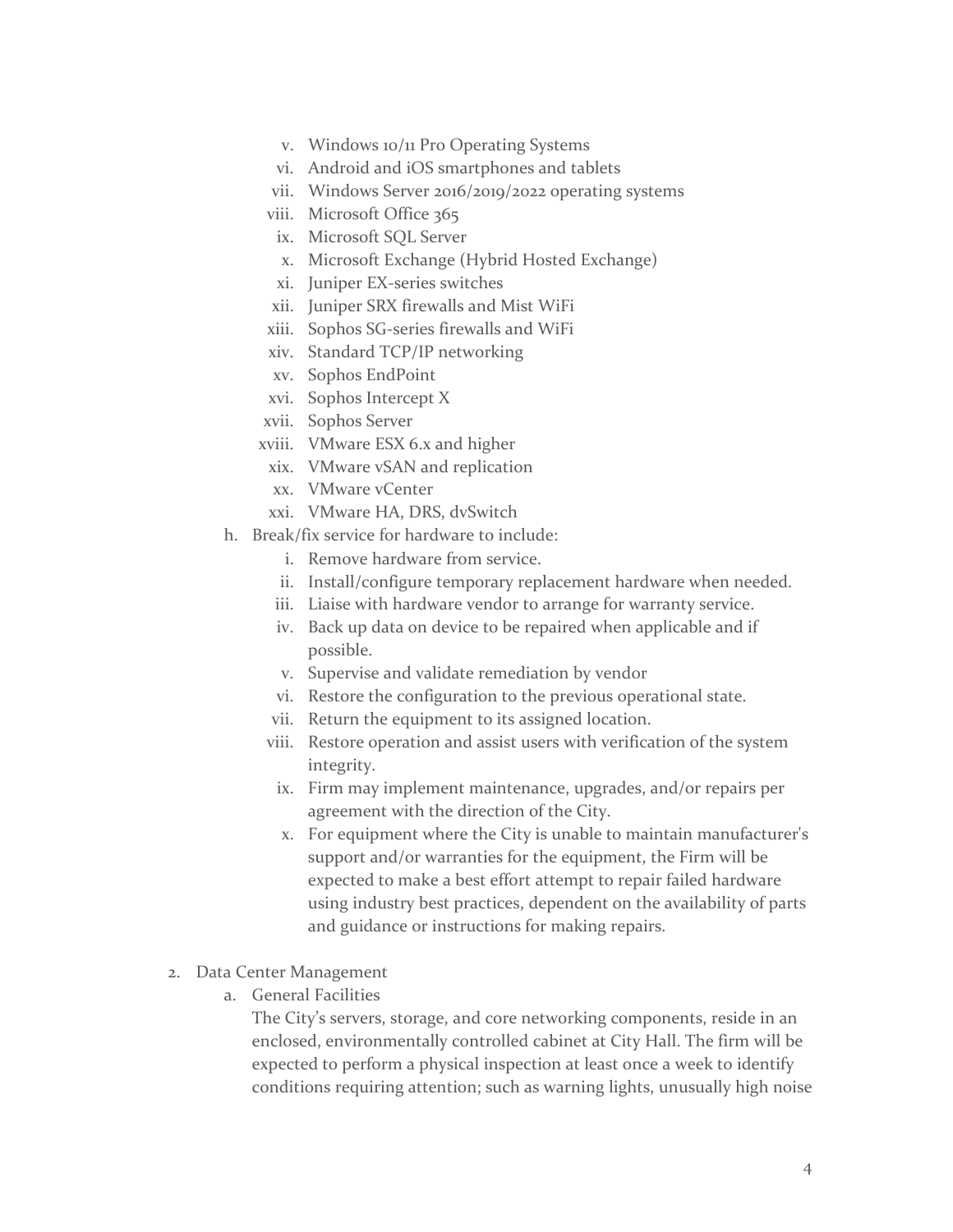v. Windows 10/11 Pro Operating Systems
   vi. Android and iOS smartphones and tablets
   vii. Windows Server 2016/2019/2022 operating systems
   viii. Microsoft Office 365
   ix. Microsoft SQL Server
   x. Microsoft Exchange (Hybrid Hosted Exchange)
   xi. Juniper EX-series switches
   xii. Juniper SRX firewalls and Mist WiFi
   xiii. Sophos SG-series firewalls and WiFi
   xiv. Standard TCP/IP networking
   xv. Sophos EndPoint
   xvi. Sophos Intercept X
   xvii. Sophos Server
   xviii. VMware ESX 6.x and higher
   xix. VMware vSAN and replication
   xx. VMware vCenter
   xxi. VMware HA, DRS, dvSwitch

h. Break/fix service for hardware to include:
   i. Remove hardware from service.
   ii. Install/configure temporary replacement hardware when needed.
   iii. Liaise with hardware vendor to arrange for warranty service.
   iv. Back up data on device to be repaired when applicable and if possible.
   v. Supervise and validate remediation by vendor
   vi. Restore the configuration to the previous operational state.
   vii. Return the equipment to its assigned location.
   viii. Restore operation and assist users with verification of the system integrity.
   ix. Firm may implement maintenance, upgrades, and/or repairs per agreement with the direction of the City.
   x. For equipment where the City is unable to maintain manufacturer's support and/or warranties for the equipment, the Firm will be expected to make a best effort attempt to repair failed hardware using industry best practices, dependent on the availability of parts and guidance or instructions for making repairs.

2. Data Center Management
   a. General Facilities

      The City's servers, storage, and core networking components, reside in an enclosed, environmentally controlled cabinet at City Hall. The firm will be expected to perform a physical inspection at least once a week to identify conditions requiring attention; such as warning lights, unusually high noise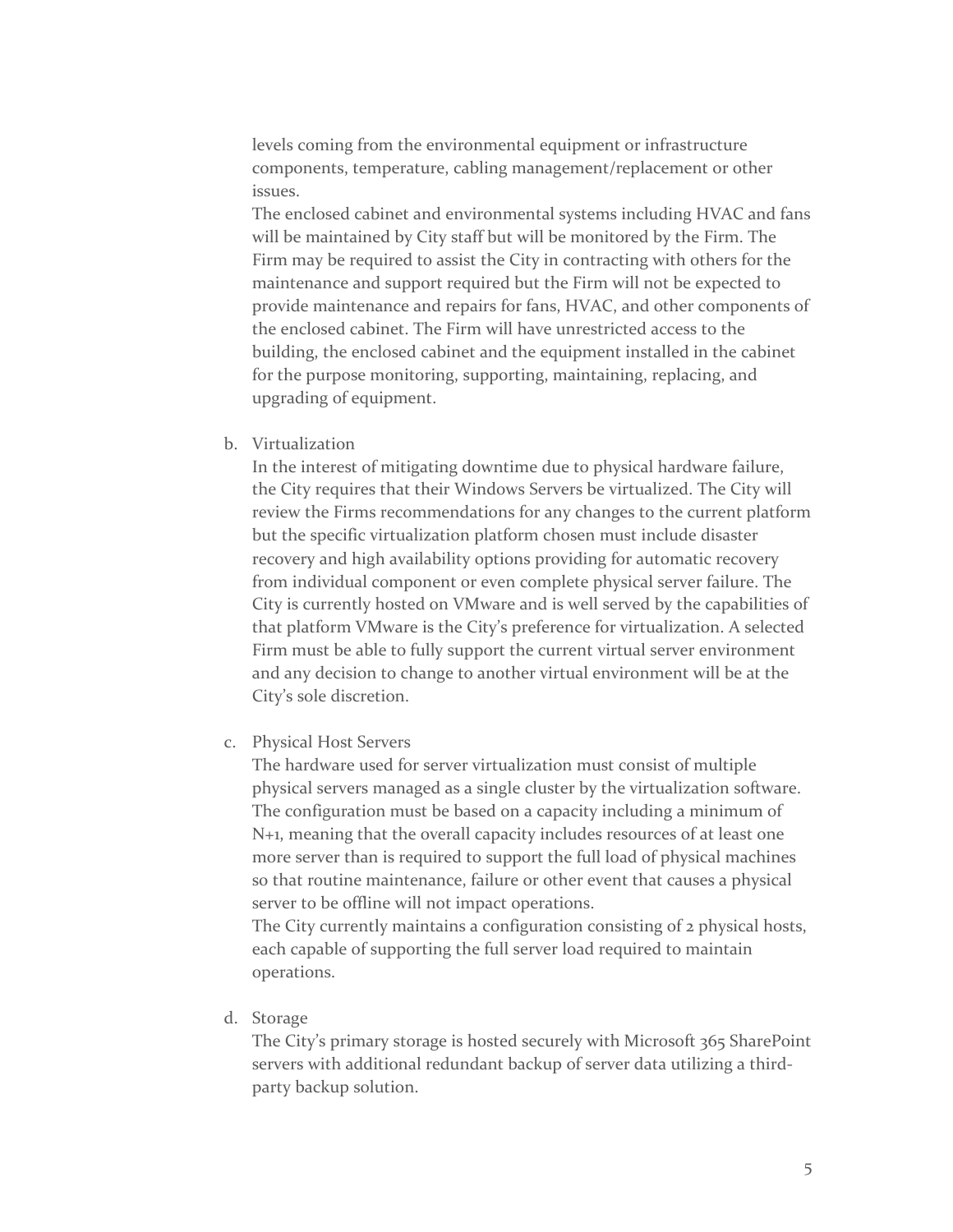levels coming from the environmental equipment or infrastructure components, temperature, cabling management/replacement or other issues.

The enclosed cabinet and environmental systems including HVAC and fans will be maintained by City staff but will be monitored by the Firm. The Firm may be required to assist the City in contracting with others for the maintenance and support required but the Firm will not be expected to provide maintenance and repairs for fans, HVAC, and other components of the enclosed cabinet. The Firm will have unrestricted access to the building, the enclosed cabinet and the equipment installed in the cabinet for the purpose monitoring, supporting, maintaining, replacing, and upgrading of equipment.

b. Virtualization

In the interest of mitigating downtime due to physical hardware failure, the City requires that their Windows Servers be virtualized. The City will review the Firms recommendations for any changes to the current platform but the specific virtualization platform chosen must include disaster recovery and high availability options providing for automatic recovery from individual component or even complete physical server failure. The City is currently hosted on VMware and is well served by the capabilities of that platform VMware is the City's preference for virtualization. A selected Firm must be able to fully support the current virtual server environment and any decision to change to another virtual environment will be at the City's sole discretion.

c. Physical Host Servers

The hardware used for server virtualization must consist of multiple physical servers managed as a single cluster by the virtualization software. The configuration must be based on a capacity including a minimum of N+1, meaning that the overall capacity includes resources of at least one more server than is required to support the full load of physical machines so that routine maintenance, failure or other event that causes a physical server to be offline will not impact operations.

The City currently maintains a configuration consisting of 2 physical hosts, each capable of supporting the full server load required to maintain operations.

d. Storage

The City's primary storage is hosted securely with Microsoft 365 SharePoint servers with additional redundant backup of server data utilizing a third-party backup solution.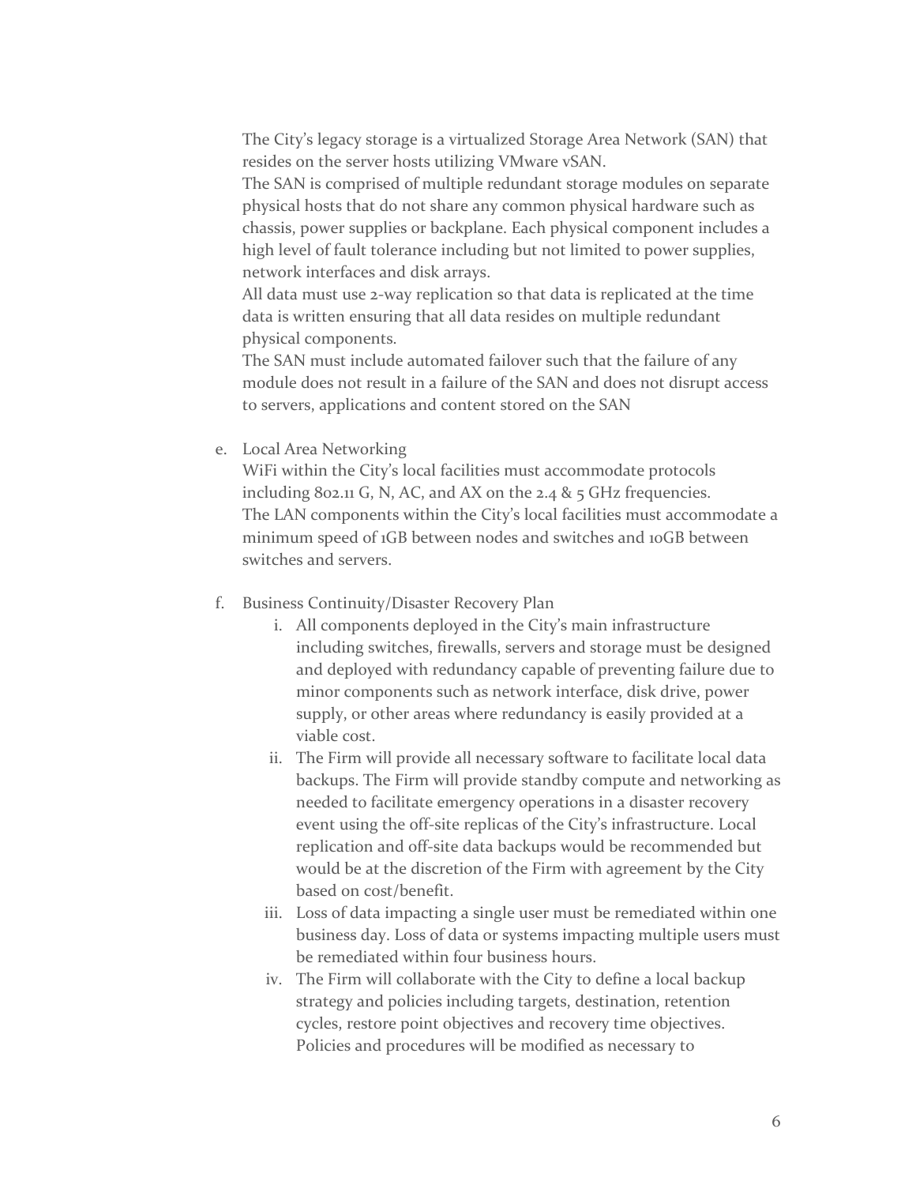The City's legacy storage is a virtualized Storage Area Network (SAN) that resides on the server hosts utilizing VMware vSAN.
The SAN is comprised of multiple redundant storage modules on separate physical hosts that do not share any common physical hardware such as chassis, power supplies or backplane. Each physical component includes a high level of fault tolerance including but not limited to power supplies, network interfaces and disk arrays.
All data must use 2-way replication so that data is replicated at the time data is written ensuring that all data resides on multiple redundant physical components.
The SAN must include automated failover such that the failure of any module does not result in a failure of the SAN and does not disrupt access to servers, applications and content stored on the SAN

e. Local Area Networking
WiFi within the City's local facilities must accommodate protocols including 802.11 G, N, AC, and AX on the 2.4 & 5 GHz frequencies.
The LAN components within the City's local facilities must accommodate a minimum speed of 1GB between nodes and switches and 10GB between switches and servers.

f. Business Continuity/Disaster Recovery Plan
   i. All components deployed in the City's main infrastructure including switches, firewalls, servers and storage must be designed and deployed with redundancy capable of preventing failure due to minor components such as network interface, disk drive, power supply, or other areas where redundancy is easily provided at a viable cost.
   ii. The Firm will provide all necessary software to facilitate local data backups. The Firm will provide standby compute and networking as needed to facilitate emergency operations in a disaster recovery event using the off-site replicas of the City's infrastructure. Local replication and off-site data backups would be recommended but would be at the discretion of the Firm with agreement by the City based on cost/benefit.
   iii. Loss of data impacting a single user must be remediated within one business day. Loss of data or systems impacting multiple users must be remediated within four business hours.
   iv. The Firm will collaborate with the City to define a local backup strategy and policies including targets, destination, retention cycles, restore point objectives and recovery time objectives. Policies and procedures will be modified as necessary to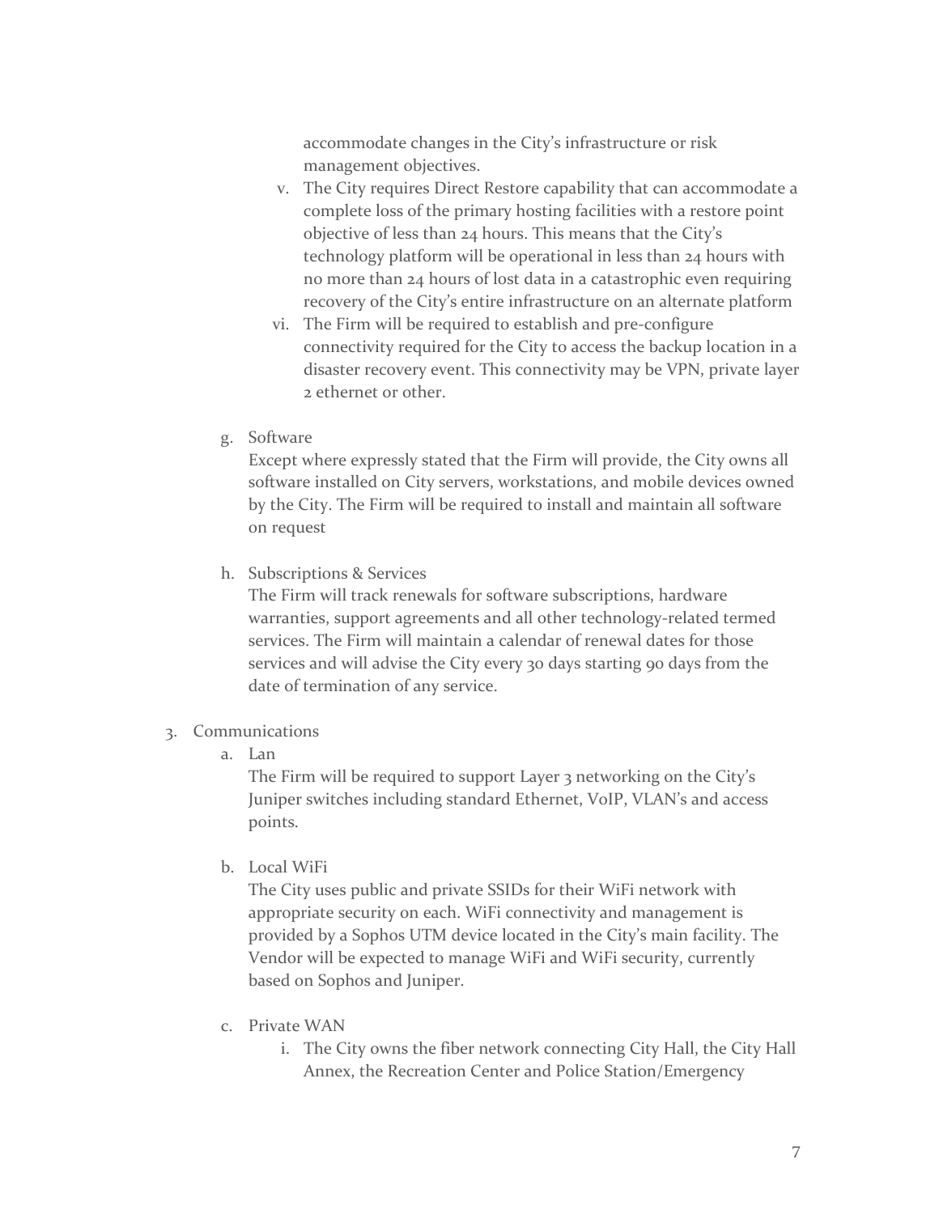accommodate changes in the City's infrastructure or risk management objectives.

v. The City requires Direct Restore capability that can accommodate a complete loss of the primary hosting facilities with a restore point objective of less than 24 hours. This means that the City's technology platform will be operational in less than 24 hours with no more than 24 hours of lost data in a catastrophic even requiring recovery of the City's entire infrastructure on an alternate platform

vi. The Firm will be required to establish and pre-configure connectivity required for the City to access the backup location in a disaster recovery event. This connectivity may be VPN, private layer 2 ethernet or other.

g. Software

Except where expressly stated that the Firm will provide, the City owns all software installed on City servers, workstations, and mobile devices owned by the City. The Firm will be required to install and maintain all software on request

h. Subscriptions & Services

The Firm will track renewals for software subscriptions, hardware warranties, support agreements and all other technology-related termed services. The Firm will maintain a calendar of renewal dates for those services and will advise the City every 30 days starting 90 days from the date of termination of any service.

3. Communications

a. Lan

The Firm will be required to support Layer 3 networking on the City's Juniper switches including standard Ethernet, VoIP, VLAN's and access points.

b. Local WiFi

The City uses public and private SSIDs for their WiFi network with appropriate security on each. WiFi connectivity and management is provided by a Sophos UTM device located in the City's main facility. The Vendor will be expected to manage WiFi and WiFi security, currently based on Sophos and Juniper.

c. Private WAN

i. The City owns the fiber network connecting City Hall, the City Hall Annex, the Recreation Center and Police Station/Emergency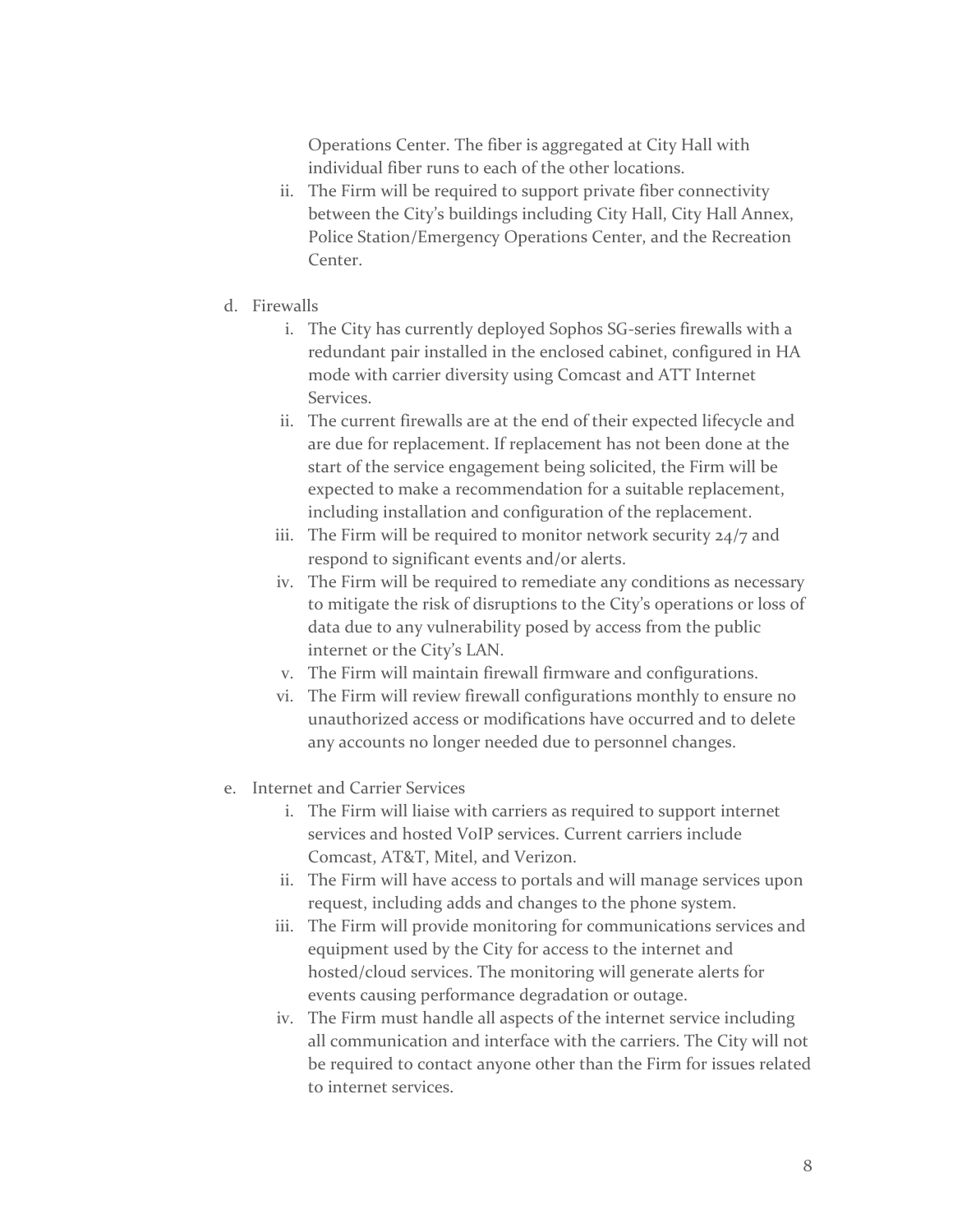Operations Center. The fiber is aggregated at City Hall with individual fiber runs to each of the other locations.

ii. The Firm will be required to support private fiber connectivity between the City's buildings including City Hall, City Hall Annex, Police Station/Emergency Operations Center, and the Recreation Center.

d. Firewalls

   i. The City has currently deployed Sophos SG-series firewalls with a redundant pair installed in the enclosed cabinet, configured in HA mode with carrier diversity using Comcast and ATT Internet Services.

   ii. The current firewalls are at the end of their expected lifecycle and are due for replacement. If replacement has not been done at the start of the service engagement being solicited, the Firm will be expected to make a recommendation for a suitable replacement, including installation and configuration of the replacement.

   iii. The Firm will be required to monitor network security 24/7 and respond to significant events and/or alerts.

   iv. The Firm will be required to remediate any conditions as necessary to mitigate the risk of disruptions to the City's operations or loss of data due to any vulnerability posed by access from the public internet or the City's LAN.

   v. The Firm will maintain firewall firmware and configurations.

   vi. The Firm will review firewall configurations monthly to ensure no unauthorized access or modifications have occurred and to delete any accounts no longer needed due to personnel changes.

e. Internet and Carrier Services

   i. The Firm will liaise with carriers as required to support internet services and hosted VoIP services. Current carriers include Comcast, AT&T, Mitel, and Verizon.

   ii. The Firm will have access to portals and will manage services upon request, including adds and changes to the phone system.

   iii. The Firm will provide monitoring for communications services and equipment used by the City for access to the internet and hosted/cloud services. The monitoring will generate alerts for events causing performance degradation or outage.

   iv. The Firm must handle all aspects of the internet service including all communication and interface with the carriers. The City will not be required to contact anyone other than the Firm for issues related to internet services.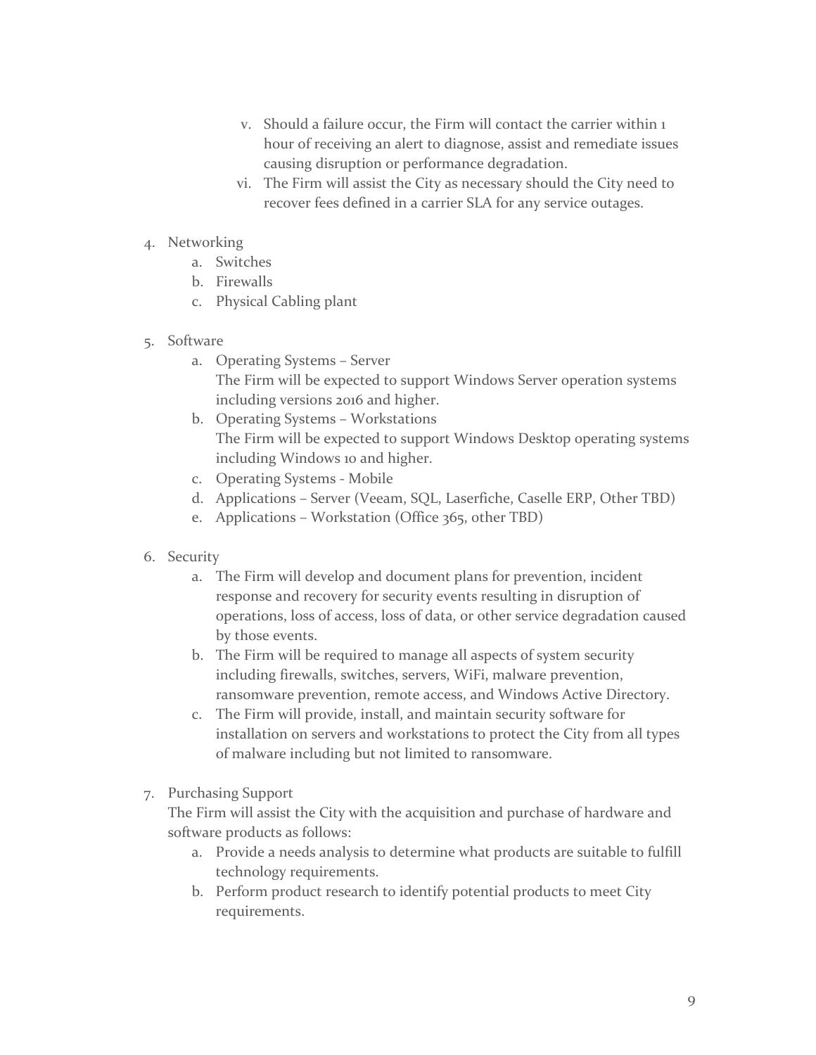v. Should a failure occur, the Firm will contact the carrier within 1 hour of receiving an alert to diagnose, assist and remediate issues causing disruption or performance degradation.

vi. The Firm will assist the City as necessary should the City need to recover fees defined in a carrier SLA for any service outages.

4. Networking
   a. Switches
   b. Firewalls
   c. Physical Cabling plant

5. Software
   a. Operating Systems – Server
      The Firm will be expected to support Windows Server operation systems including versions 2016 and higher.
   b. Operating Systems – Workstations
      The Firm will be expected to support Windows Desktop operating systems including Windows 10 and higher.
   c. Operating Systems - Mobile
   d. Applications – Server (Veeam, SQL, Laserfiche, Caselle ERP, Other TBD)
   e. Applications – Workstation (Office 365, other TBD)

6. Security
   a. The Firm will develop and document plans for prevention, incident response and recovery for security events resulting in disruption of operations, loss of access, loss of data, or other service degradation caused by those events.
   b. The Firm will be required to manage all aspects of system security including firewalls, switches, servers, WiFi, malware prevention, ransomware prevention, remote access, and Windows Active Directory.
   c. The Firm will provide, install, and maintain security software for installation on servers and workstations to protect the City from all types of malware including but not limited to ransomware.

7. Purchasing Support
   The Firm will assist the City with the acquisition and purchase of hardware and software products as follows:
   a. Provide a needs analysis to determine what products are suitable to fulfill technology requirements.
   b. Perform product research to identify potential products to meet City requirements.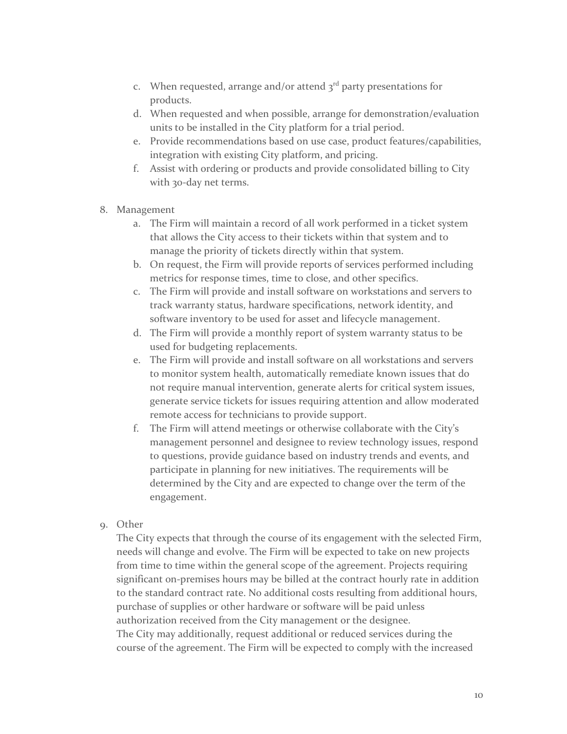c. When requested, arrange and/or attend 3rd party presentations for products.
d. When requested and when possible, arrange for demonstration/evaluation units to be installed in the City platform for a trial period.
e. Provide recommendations based on use case, product features/capabilities, integration with existing City platform, and pricing.
f. Assist with ordering or products and provide consolidated billing to City with 30-day net terms.

8. Management
   a. The Firm will maintain a record of all work performed in a ticket system that allows the City access to their tickets within that system and to manage the priority of tickets directly within that system.
   b. On request, the Firm will provide reports of services performed including metrics for response times, time to close, and other specifics.
   c. The Firm will provide and install software on workstations and servers to track warranty status, hardware specifications, network identity, and software inventory to be used for asset and lifecycle management.
   d. The Firm will provide a monthly report of system warranty status to be used for budgeting replacements.
   e. The Firm will provide and install software on all workstations and servers to monitor system health, automatically remediate known issues that do not require manual intervention, generate alerts for critical system issues, generate service tickets for issues requiring attention and allow moderated remote access for technicians to provide support.
   f. The Firm will attend meetings or otherwise collaborate with the City's management personnel and designee to review technology issues, respond to questions, provide guidance based on industry trends and events, and participate in planning for new initiatives. The requirements will be determined by the City and are expected to change over the term of the engagement.

9. Other

   The City expects that through the course of its engagement with the selected Firm, needs will change and evolve. The Firm will be expected to take on new projects from time to time within the general scope of the agreement. Projects requiring significant on-premises hours may be billed at the contract hourly rate in addition to the standard contract rate. No additional costs resulting from additional hours, purchase of supplies or other hardware or software will be paid unless authorization received from the City management or the designee.

   The City may additionally, request additional or reduced services during the course of the agreement. The Firm will be expected to comply with the increased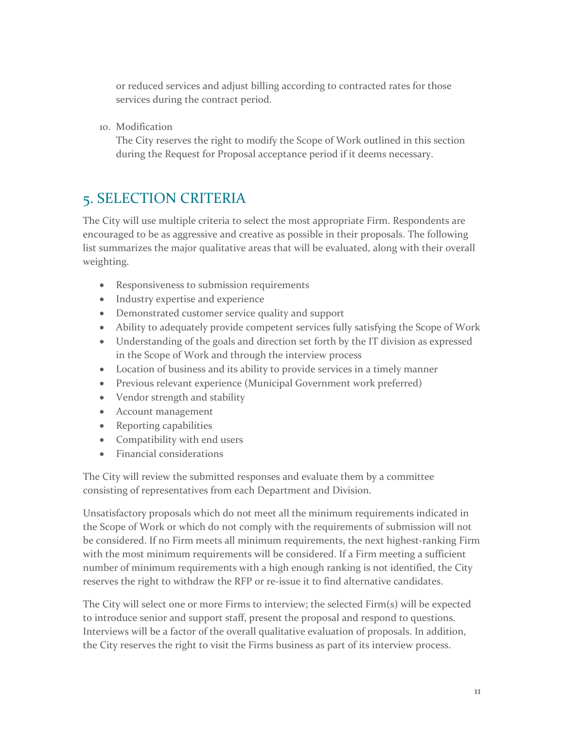or reduced services and adjust billing according to contracted rates for those services during the contract period.

10. Modification
    The City reserves the right to modify the Scope of Work outlined in this section during the Request for Proposal acceptance period if it deems necessary.

## 5. SELECTION CRITERIA

The City will use multiple criteria to select the most appropriate Firm. Respondents are encouraged to be as aggressive and creative as possible in their proposals. The following list summarizes the major qualitative areas that will be evaluated, along with their overall weighting.

- Responsiveness to submission requirements
- Industry expertise and experience
- Demonstrated customer service quality and support
- Ability to adequately provide competent services fully satisfying the Scope of Work
- Understanding of the goals and direction set forth by the IT division as expressed in the Scope of Work and through the interview process
- Location of business and its ability to provide services in a timely manner
- Previous relevant experience (Municipal Government work preferred)
- Vendor strength and stability
- Account management
- Reporting capabilities
- Compatibility with end users
- Financial considerations

The City will review the submitted responses and evaluate them by a committee consisting of representatives from each Department and Division.

Unsatisfactory proposals which do not meet all the minimum requirements indicated in the Scope of Work or which do not comply with the requirements of submission will not be considered. If no Firm meets all minimum requirements, the next highest-ranking Firm with the most minimum requirements will be considered. If a Firm meeting a sufficient number of minimum requirements with a high enough ranking is not identified, the City reserves the right to withdraw the RFP or re-issue it to find alternative candidates.

The City will select one or more Firms to interview; the selected Firm(s) will be expected to introduce senior and support staff, present the proposal and respond to questions. Interviews will be a factor of the overall qualitative evaluation of proposals. In addition, the City reserves the right to visit the Firms business as part of its interview process.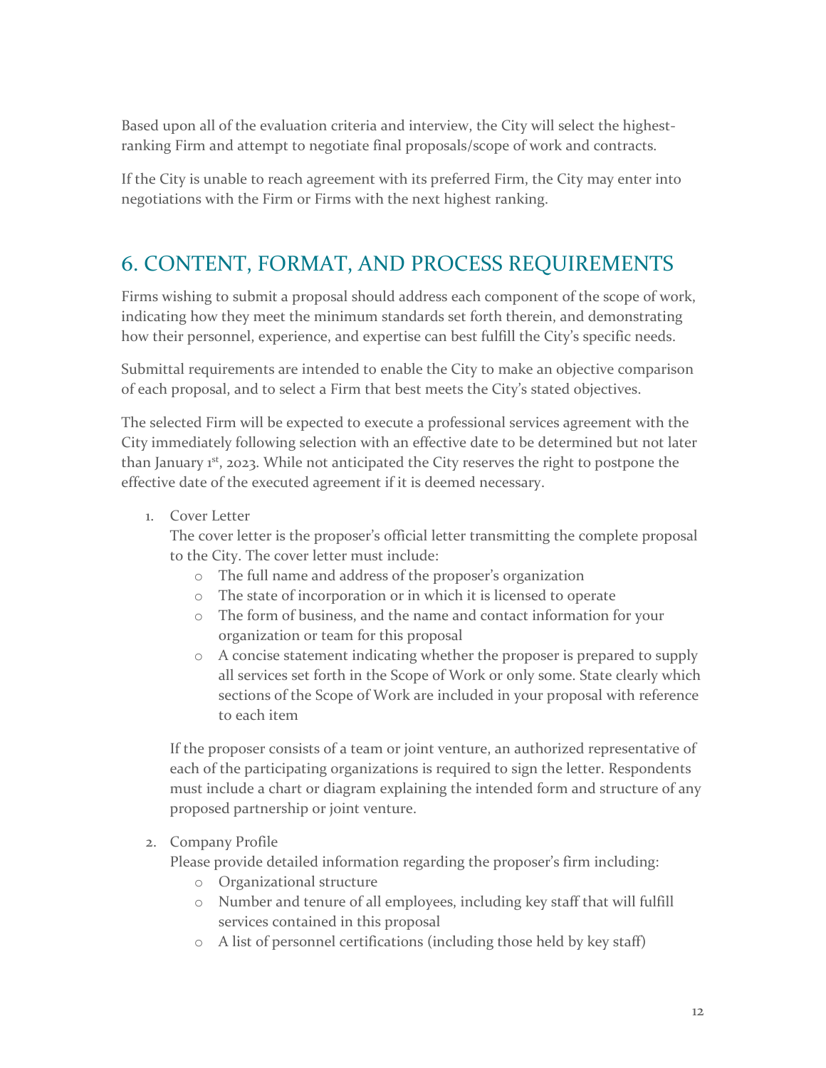Based upon all of the evaluation criteria and interview, the City will select the highest-ranking Firm and attempt to negotiate final proposals/scope of work and contracts.

If the City is unable to reach agreement with its preferred Firm, the City may enter into negotiations with the Firm or Firms with the next highest ranking.

## 6. CONTENT, FORMAT, AND PROCESS REQUIREMENTS

Firms wishing to submit a proposal should address each component of the scope of work, indicating how they meet the minimum standards set forth therein, and demonstrating how their personnel, experience, and expertise can best fulfill the City's specific needs.

Submittal requirements are intended to enable the City to make an objective comparison of each proposal, and to select a Firm that best meets the City's stated objectives.

The selected Firm will be expected to execute a professional services agreement with the City immediately following selection with an effective date to be determined but not later than January 1st, 2023. While not anticipated the City reserves the right to postpone the effective date of the executed agreement if it is deemed necessary.

1. Cover Letter
   The cover letter is the proposer's official letter transmitting the complete proposal to the City. The cover letter must include:
   - The full name and address of the proposer's organization
   - The state of incorporation or in which it is licensed to operate
   - The form of business, and the name and contact information for your organization or team for this proposal
   - A concise statement indicating whether the proposer is prepared to supply all services set forth in the Scope of Work or only some. State clearly which sections of the Scope of Work are included in your proposal with reference to each item

   If the proposer consists of a team or joint venture, an authorized representative of each of the participating organizations is required to sign the letter. Respondents must include a chart or diagram explaining the intended form and structure of any proposed partnership or joint venture.

2. Company Profile
   Please provide detailed information regarding the proposer's firm including:
   - Organizational structure
   - Number and tenure of all employees, including key staff that will fulfill services contained in this proposal
   - A list of personnel certifications (including those held by key staff)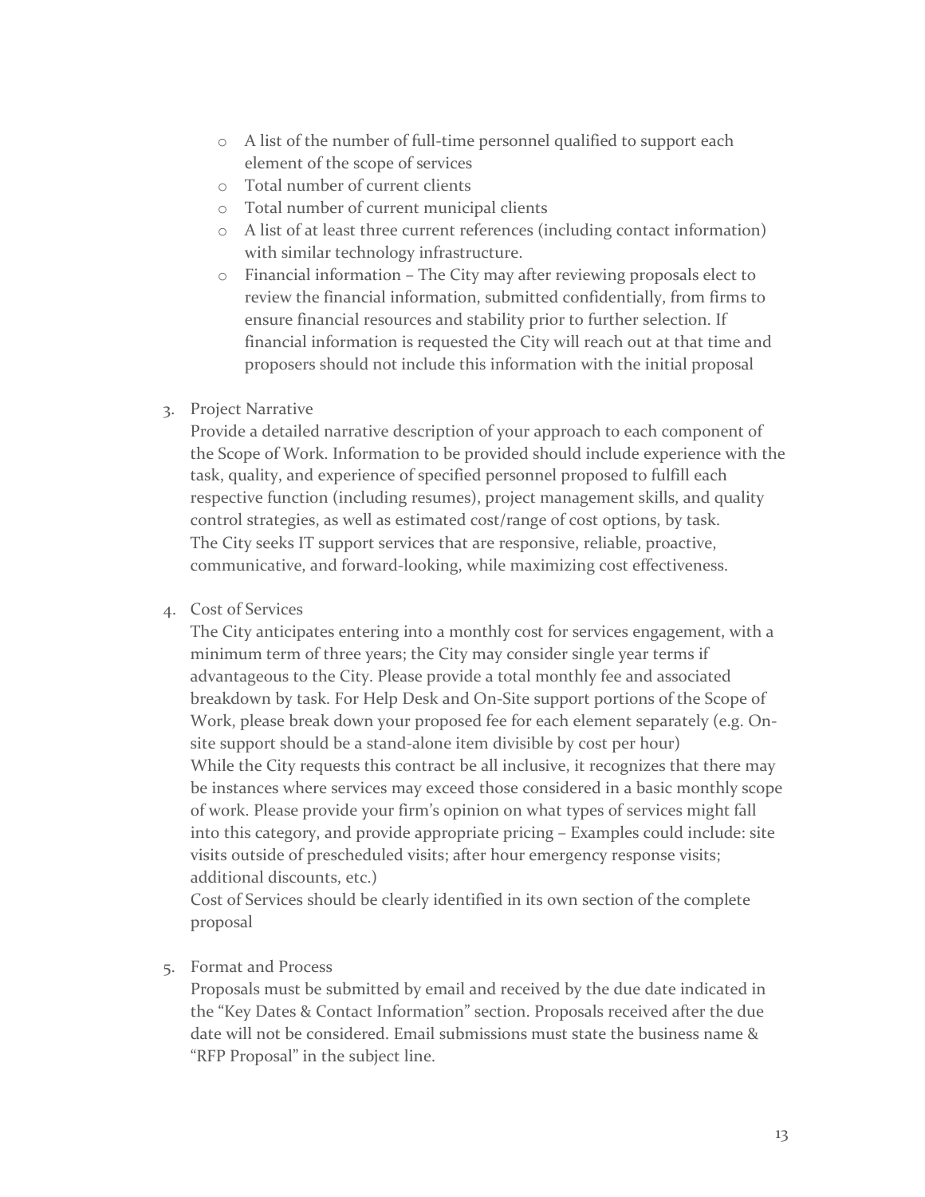- A list of the number of full-time personnel qualified to support each element of the scope of services
- Total number of current clients
- Total number of current municipal clients
- A list of at least three current references (including contact information) with similar technology infrastructure.
- Financial information – The City may after reviewing proposals elect to review the financial information, submitted confidentially, from firms to ensure financial resources and stability prior to further selection. If financial information is requested the City will reach out at that time and proposers should not include this information with the initial proposal

3. Project Narrative

   Provide a detailed narrative description of your approach to each component of the Scope of Work. Information to be provided should include experience with the task, quality, and experience of specified personnel proposed to fulfill each respective function (including resumes), project management skills, and quality control strategies, as well as estimated cost/range of cost options, by task.
   The City seeks IT support services that are responsive, reliable, proactive, communicative, and forward-looking, while maximizing cost effectiveness.

4. Cost of Services

   The City anticipates entering into a monthly cost for services engagement, with a minimum term of three years; the City may consider single year terms if advantageous to the City. Please provide a total monthly fee and associated breakdown by task. For Help Desk and On-Site support portions of the Scope of Work, please break down your proposed fee for each element separately (e.g. On-site support should be a stand-alone item divisible by cost per hour)
   While the City requests this contract be all inclusive, it recognizes that there may be instances where services may exceed those considered in a basic monthly scope of work. Please provide your firm's opinion on what types of services might fall into this category, and provide appropriate pricing – Examples could include: site visits outside of prescheduled visits; after hour emergency response visits; additional discounts, etc.)
   Cost of Services should be clearly identified in its own section of the complete proposal

5. Format and Process

   Proposals must be submitted by email and received by the due date indicated in the "Key Dates & Contact Information" section. Proposals received after the due date will not be considered. Email submissions must state the business name & "RFP Proposal" in the subject line.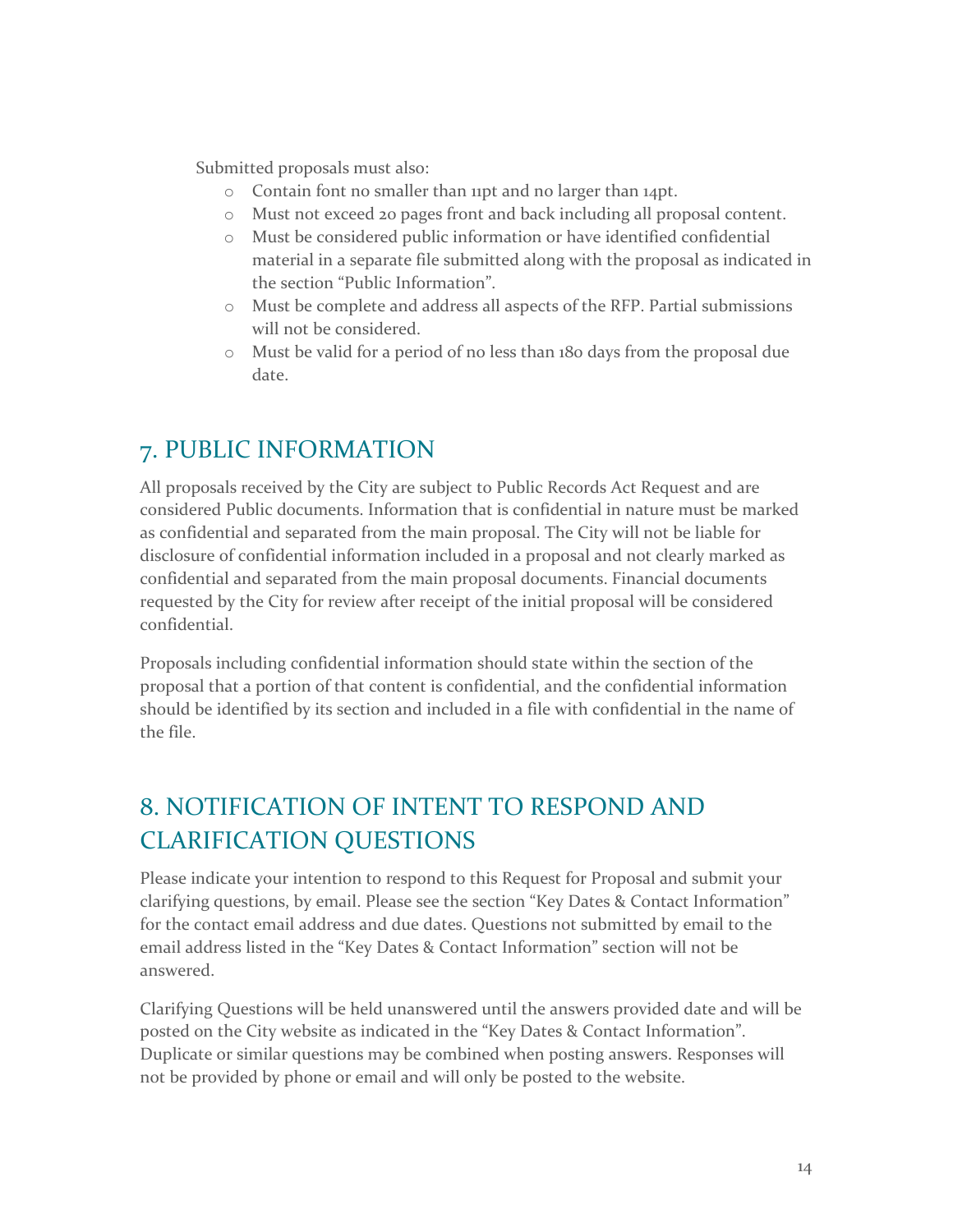Submitted proposals must also:

- Contain font no smaller than 11pt and no larger than 14pt.
- Must not exceed 20 pages front and back including all proposal content.
- Must be considered public information or have identified confidential material in a separate file submitted along with the proposal as indicated in the section "Public Information".
- Must be complete and address all aspects of the RFP. Partial submissions will not be considered.
- Must be valid for a period of no less than 180 days from the proposal due date.

## 7. PUBLIC INFORMATION

All proposals received by the City are subject to Public Records Act Request and are considered Public documents. Information that is confidential in nature must be marked as confidential and separated from the main proposal. The City will not be liable for disclosure of confidential information included in a proposal and not clearly marked as confidential and separated from the main proposal documents. Financial documents requested by the City for review after receipt of the initial proposal will be considered confidential.

Proposals including confidential information should state within the section of the proposal that a portion of that content is confidential, and the confidential information should be identified by its section and included in a file with confidential in the name of the file.

## 8. NOTIFICATION OF INTENT TO RESPOND AND CLARIFICATION QUESTIONS

Please indicate your intention to respond to this Request for Proposal and submit your clarifying questions, by email. Please see the section "Key Dates & Contact Information" for the contact email address and due dates. Questions not submitted by email to the email address listed in the "Key Dates & Contact Information" section will not be answered.

Clarifying Questions will be held unanswered until the answers provided date and will be posted on the City website as indicated in the "Key Dates & Contact Information". Duplicate or similar questions may be combined when posting answers. Responses will not be provided by phone or email and will only be posted to the website.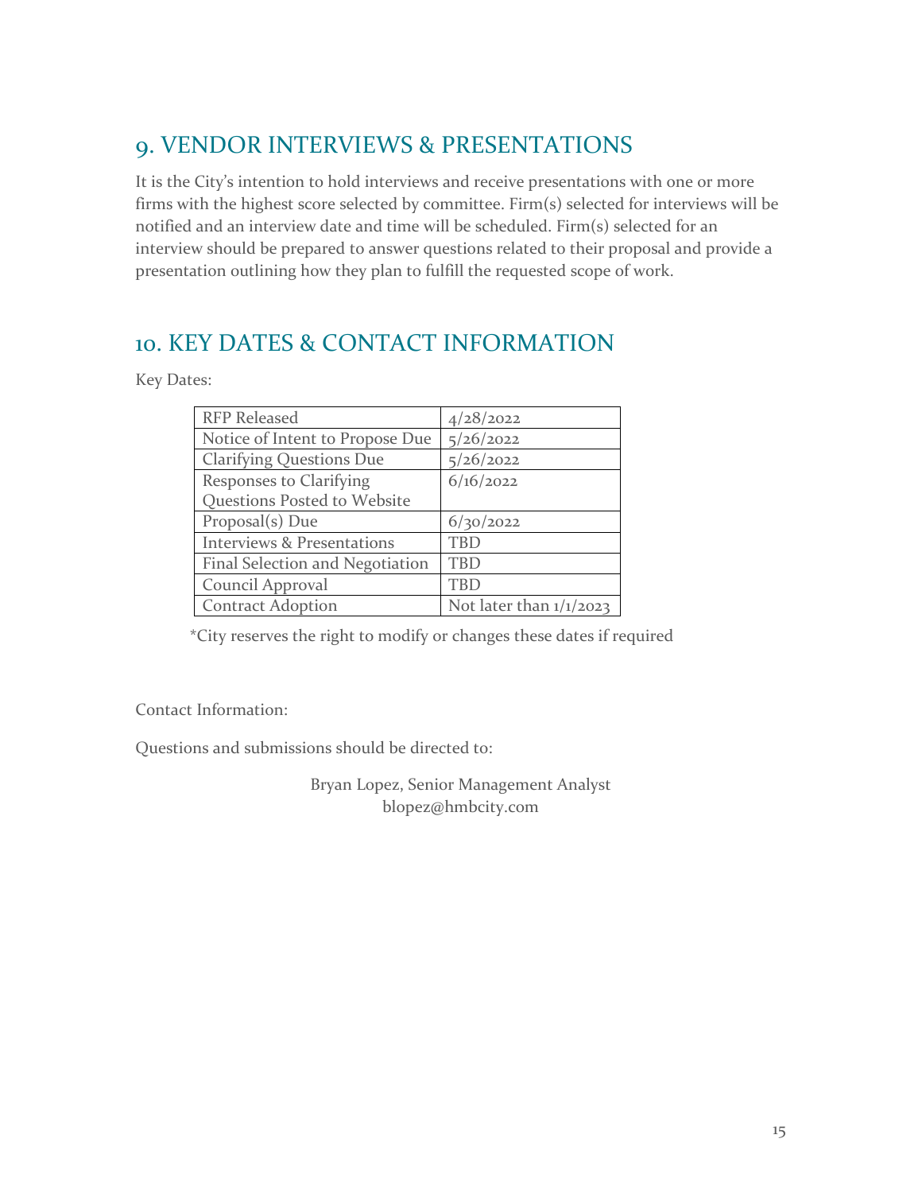## 9. VENDOR INTERVIEWS & PRESENTATIONS

It is the City's intention to hold interviews and receive presentations with one or more firms with the highest score selected by committee. Firm(s) selected for interviews will be notified and an interview date and time will be scheduled. Firm(s) selected for an interview should be prepared to answer questions related to their proposal and provide a presentation outlining how they plan to fulfill the requested scope of work.

## 10. KEY DATES & CONTACT INFORMATION

Key Dates:

| | |
|---|---|
| RFP Released | 4/28/2022 |
| Notice of Intent to Propose Due | 5/26/2022 |
| Clarifying Questions Due | 5/26/2022 |
| Responses to Clarifying Questions Posted to Website | 6/16/2022 |
| Proposal(s) Due | 6/30/2022 |
| Interviews & Presentations | TBD |
| Final Selection and Negotiation | TBD |
| Council Approval | TBD |
| Contract Adoption | Not later than 1/1/2023 |

*City reserves the right to modify or changes these dates if required

Contact Information:

Questions and submissions should be directed to:

Bryan Lopez, Senior Management Analyst
blopez@hmbcity.com